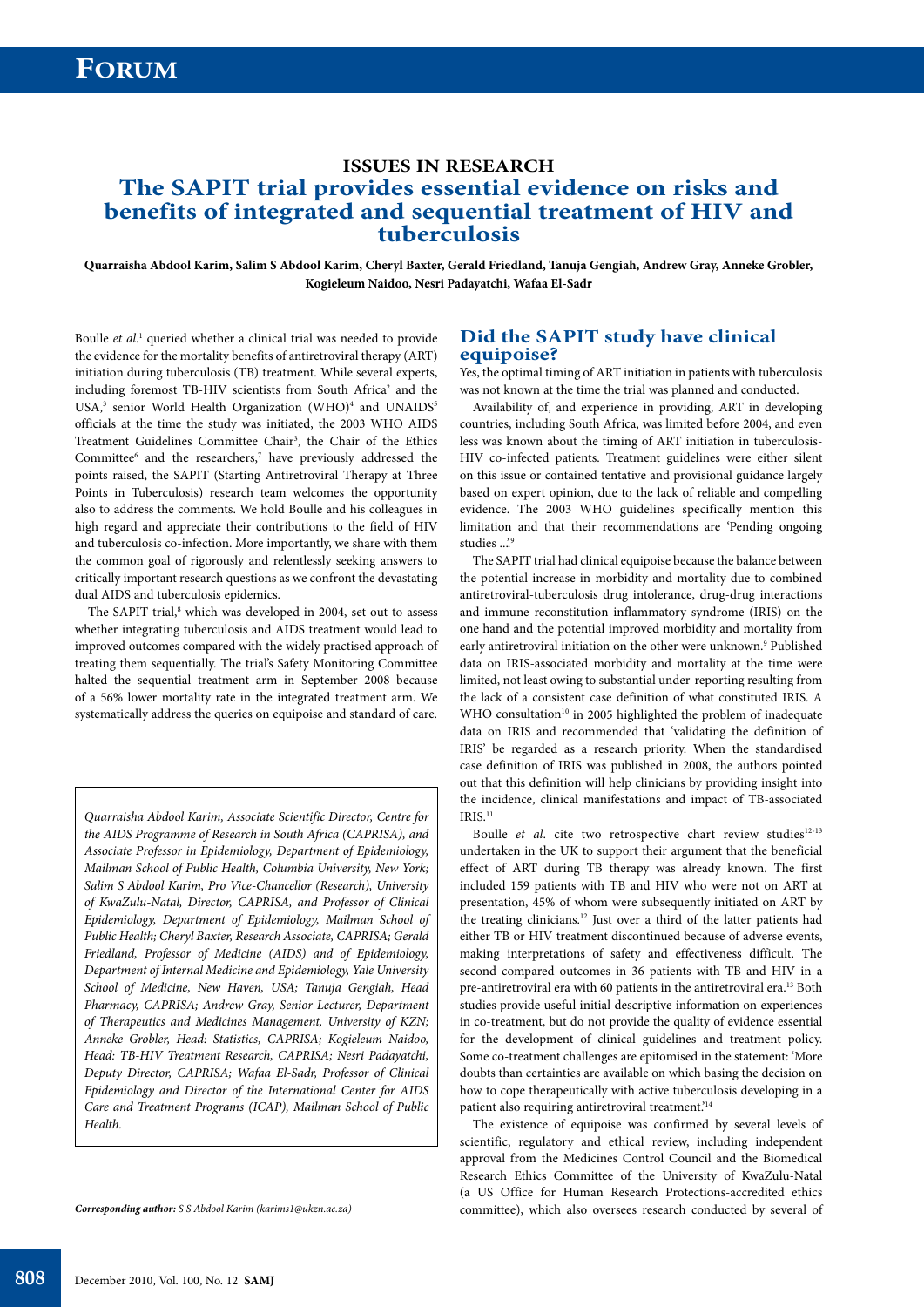# FORUM

## ISSUES IN RESEARCH

# The SAPIT trial provides essential evidence on risks and benefits of integrated and sequential treatment of HIV and tuberculosis

**Quarraisha Abdool Karim, Salim S Abdool Karim, Cheryl Baxter, Gerald Friedland, Tanuja Gengiah, Andrew Gray, Anneke Grobler, Kogieleum Naidoo, Nesri Padayatchi, Wafaa El-Sadr**

Boulle *et al*.[1] queried whether a clinical trial was needed to provide the evidence for the mortality benefits of antiretroviral therapy (ART) initiation during tuberculosis (TB) treatment. While several experts, including foremost TB-HIV scientists from South Africa[2] and the USA,[3] senior World Health Organization (WHO)[4] and UNAIDS[5] officials at the time the study was initiated, the 2003 WHO AIDS Treatment Guidelines Committee Chair[3], the Chair of the Ethics Committee[6] and the researchers,[7] have previously addressed the points raised, the SAPIT (Starting Antiretroviral Therapy at Three Points in Tuberculosis) research team welcomes the opportunity also to address the comments. We hold Boulle and his colleagues in high regard and appreciate their contributions to the field of HIV and tuberculosis co-infection. More importantly, we share with them the common goal of rigorously and relentlessly seeking answers to critically important research questions as we confront the devastating dual AIDS and tuberculosis epidemics.

The SAPIT trial,[8] which was developed in 2004, set out to assess whether integrating tuberculosis and AIDS treatment would lead to improved outcomes compared with the widely practised approach of treating them sequentially. The trial's Safety Monitoring Committee halted the sequential treatment arm in September 2008 because of a 56% lower mortality rate in the integrated treatment arm. We systematically address the queries on equipoise and standard of care.

*Quarraisha Abdool Karim, Associate Scientific Director, Centre for the AIDS Programme of Research in South Africa (CAPRISA), and Associate Professor in Epidemiology, Department of Epidemiology, Mailman School of Public Health, Columbia University, New York; Salim S Abdool Karim, Pro Vice-Chancellor (Research), University of KwaZulu-Natal, Director, CAPRISA, and Professor of Clinical Epidemiology, Department of Epidemiology, Mailman School of Public Health; Cheryl Baxter, Research Associate, CAPRISA; Gerald Friedland, Professor of Medicine (AIDS) and of Epidemiology, Department of Internal Medicine and Epidemiology, Yale University School of Medicine, New Haven, USA; Tanuja Gengiah, Head Pharmacy, CAPRISA; Andrew Gray, Senior Lecturer, Department of Therapeutics and Medicines Management, University of KZN; Anneke Grobler, Head: Statistics, CAPRISA; Kogieleum Naidoo, Head: TB-HIV Treatment Research, CAPRISA; Nesri Padayatchi, Deputy Director, CAPRISA; Wafaa El-Sadr, Professor of Clinical Epidemiology and Director of the International Center for AIDS Care and Treatment Programs (ICAP), Mailman School of Public Health.*

***Corresponding author:*** *S S Abdool Karim (karims1@ukzn.ac.za)*

## Did the SAPIT study have clinical equipoise?

Yes, the optimal timing of ART initiation in patients with tuberculosis was not known at the time the trial was planned and conducted.

Availability of, and experience in providing, ART in developing countries, including South Africa, was limited before 2004, and even less was known about the timing of ART initiation in tuberculosis-HIV co-infected patients. Treatment guidelines were either silent on this issue or contained tentative and provisional guidance largely based on expert opinion, due to the lack of reliable and compelling evidence. The 2003 WHO guidelines specifically mention this limitation and that their recommendations are 'Pending ongoing studies ...'.[9]

The SAPIT trial had clinical equipoise because the balance between the potential increase in morbidity and mortality due to combined antiretroviral-tuberculosis drug intolerance, drug-drug interactions and immune reconstitution inflammatory syndrome (IRIS) on the one hand and the potential improved morbidity and mortality from early antiretroviral initiation on the other were unknown.[9] Published data on IRIS-associated morbidity and mortality at the time were limited, not least owing to substantial under-reporting resulting from the lack of a consistent case definition of what constituted IRIS. A WHO consultation[10] in 2005 highlighted the problem of inadequate data on IRIS and recommended that 'validating the definition of IRIS' be regarded as a research priority. When the standardised case definition of IRIS was published in 2008, the authors pointed out that this definition will help clinicians by providing insight into the incidence, clinical manifestations and impact of TB-associated IRIS.[11]

Boulle *et al*. cite two retrospective chart review studies[12-13] undertaken in the UK to support their argument that the beneficial effect of ART during TB therapy was already known. The first included 159 patients with TB and HIV who were not on ART at presentation, 45% of whom were subsequently initiated on ART by the treating clinicians.[12] Just over a third of the latter patients had either TB or HIV treatment discontinued because of adverse events, making interpretations of safety and effectiveness difficult. The second compared outcomes in 36 patients with TB and HIV in a pre-antiretroviral era with 60 patients in the antiretroviral era.[13] Both studies provide useful initial descriptive information on experiences in co-treatment, but do not provide the quality of evidence essential for the development of clinical guidelines and treatment policy. Some co-treatment challenges are epitomised in the statement: 'More doubts than certainties are available on which basing the decision on how to cope therapeutically with active tuberculosis developing in a patient also requiring antiretroviral treatment.'[14]

The existence of equipoise was confirmed by several levels of scientific, regulatory and ethical review, including independent approval from the Medicines Control Council and the Biomedical Research Ethics Committee of the University of KwaZulu-Natal (a US Office for Human Research Protections-accredited ethics committee), which also oversees research conducted by several of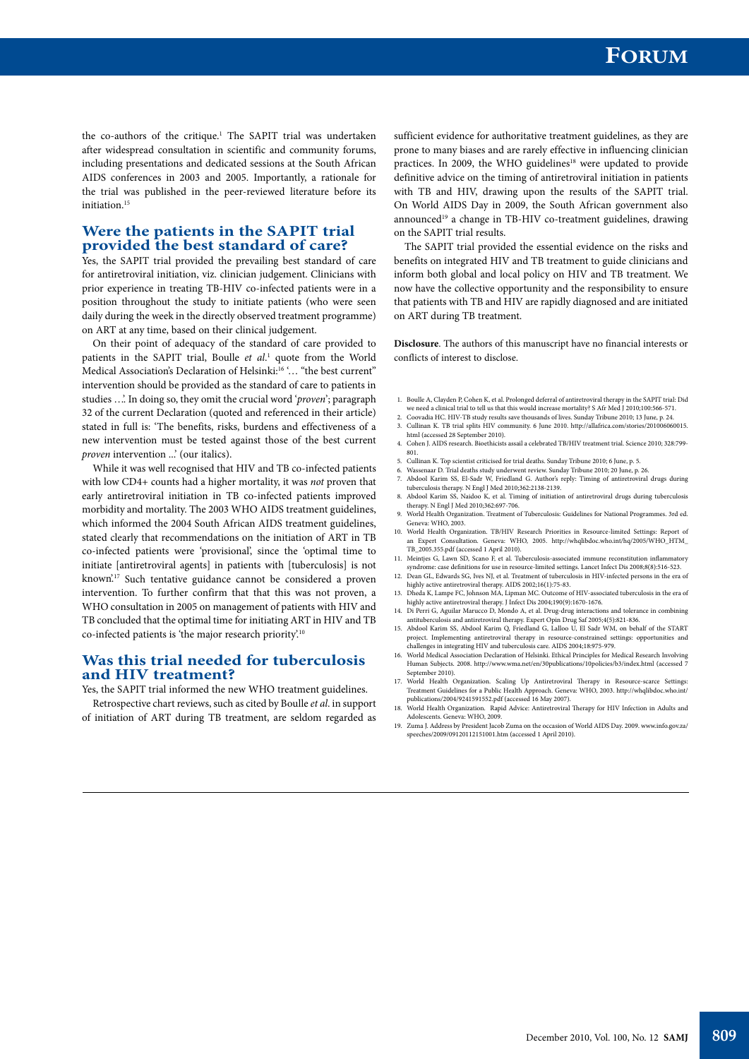the co-authors of the critique.[1] The SAPIT trial was undertaken after widespread consultation in scientific and community forums, including presentations and dedicated sessions at the South African AIDS conferences in 2003 and 2005. Importantly, a rationale for the trial was published in the peer-reviewed literature before its initiation.[15]

## Were the patients in the SAPIT trial provided the best standard of care?

Yes, the SAPIT trial provided the prevailing best standard of care for antiretroviral initiation, viz. clinician judgement. Clinicians with prior experience in treating TB-HIV co-infected patients were in a position throughout the study to initiate patients (who were seen daily during the week in the directly observed treatment programme) on ART at any time, based on their clinical judgement.

On their point of adequacy of the standard of care provided to patients in the SAPIT trial, Boulle *et al.*[1] quote from the World Medical Association's Declaration of Helsinki:[16] '… "the best current" intervention should be provided as the standard of care to patients in studies …'. In doing so, they omit the crucial word '*proven*'; paragraph 32 of the current Declaration (quoted and referenced in their article) stated in full is: 'The benefits, risks, burdens and effectiveness of a new intervention must be tested against those of the best current *proven* intervention ...' (our italics).

While it was well recognised that HIV and TB co-infected patients with low CD4+ counts had a higher mortality, it was *not* proven that early antiretroviral initiation in TB co-infected patients improved morbidity and mortality. The 2003 WHO AIDS treatment guidelines, which informed the 2004 South African AIDS treatment guidelines, stated clearly that recommendations on the initiation of ART in TB co-infected patients were 'provisional', since the 'optimal time to initiate [antiretroviral agents] in patients with [tuberculosis] is not known'.[17] Such tentative guidance cannot be considered a proven intervention. To further confirm that that this was not proven, a WHO consultation in 2005 on management of patients with HIV and TB concluded that the optimal time for initiating ART in HIV and TB co-infected patients is 'the major research priority'.[10]

## Was this trial needed for tuberculosis and HIV treatment?

Yes, the SAPIT trial informed the new WHO treatment guidelines.

Retrospective chart reviews, such as cited by Boulle *et al*. in support of initiation of ART during TB treatment, are seldom regarded as sufficient evidence for authoritative treatment guidelines, as they are prone to many biases and are rarely effective in influencing clinician practices. In 2009, the WHO guidelines[18] were updated to provide definitive advice on the timing of antiretroviral initiation in patients with TB and HIV, drawing upon the results of the SAPIT trial. On World AIDS Day in 2009, the South African government also announced[19] a change in TB-HIV co-treatment guidelines, drawing on the SAPIT trial results.

The SAPIT trial provided the essential evidence on the risks and benefits on integrated HIV and TB treatment to guide clinicians and inform both global and local policy on HIV and TB treatment. We now have the collective opportunity and the responsibility to ensure that patients with TB and HIV are rapidly diagnosed and are initiated on ART during TB treatment.

**Disclosure**. The authors of this manuscript have no financial interests or conflicts of interest to disclose.

1. Boulle A, Clayden P, Cohen K, et al. Prolonged deferral of antiretroviral therapy in the SAPIT trial: Did we need a clinical trial to tell us that this would increase mortality? S Afr Med J 2010;100:566-571.
2. Coovadia HC. HIV-TB study results save thousands of lives. Sunday Tribune 2010; 13 June, p. 24.
3. Cullinan K. TB trial splits HIV community. 6 June 2010. http://allafrica.com/stories/201006060015.html (accessed 28 September 2010).
4. Cohen J. AIDS research. Bioethicists assail a celebrated TB/HIV treatment trial. Science 2010; 328:799-801.
5. Cullinan K. Top scientist criticised for trial deaths. Sunday Tribune 2010; 6 June, p. 5.
6. Wassenaar D. Trial deaths study underwent review. Sunday Tribune 2010; 20 June, p. 26.
7. Abdool Karim SS, El-Sadr W, Friedland G. Author's reply: Timing of antiretroviral drugs during tuberculosis therapy. N Engl J Med 2010;362:2138-2139.
8. Abdool Karim SS, Naidoo K, et al. Timing of initiation of antiretroviral drugs during tuberculosis therapy. N Engl J Med 2010;362:697-706.
9. World Health Organization. Treatment of Tuberculosis: Guidelines for National Programmes. 3rd ed. Geneva: WHO, 2003.
10. World Health Organization. TB/HIV Research Priorities in Resource-limited Settings: Report of an Expert Consultation. Geneva: WHO, 2005. http://whqlibdoc.who.int/hq/2005/WHO_HTM_TB_2005.355.pdf (accessed 1 April 2010).
11. Meintjes G, Lawn SD, Scano F, et al. Tuberculosis-associated immune reconstitution inflammatory syndrome: case definitions for use in resource-limited settings. Lancet Infect Dis 2008;8(8):516-523.
12. Dean GL, Edwards SG, Ives NJ, et al. Treatment of tuberculosis in HIV-infected persons in the era of highly active antiretroviral therapy. AIDS 2002;16(1):75-83.
13. Dheda K, Lampe FC, Johnson MA, Lipman MC. Outcome of HIV-associated tuberculosis in the era of highly active antiretroviral therapy. J Infect Dis 2004;190(9):1670-1676.
14. Di Perri G, Aguilar Marucco D, Mondo A, et al. Drug-drug interactions and tolerance in combining antituberculosis and antiretroviral therapy. Expert Opin Drug Saf 2005;4(5):821-836.
15. Abdool Karim SS, Abdool Karim Q, Friedland G, Lalloo U, El Sadr WM, on behalf of the START project. Implementing antiretroviral therapy in resource-constrained settings: opportunities and challenges in integrating HIV and tuberculosis care. AIDS 2004;18:975-979.
16. World Medical Association Declaration of Helsinki. Ethical Principles for Medical Research Involving Human Subjects. 2008. http://www.wma.net/en/30publications/10policies/b3/index.html (accessed 7 September 2010).
17. World Health Organization. Scaling Up Antiretroviral Therapy in Resource-scarce Settings: Treatment Guidelines for a Public Health Approach. Geneva: WHO, 2003. http://whqlibdoc.who.int/publications/2004/9241591552.pdf (accessed 16 May 2007).
18. World Health Organization. Rapid Advice: Antiretroviral Therapy for HIV Infection in Adults and Adolescents. Geneva: WHO, 2009.
19. Zuma J. Address by President Jacob Zuma on the occasion of World AIDS Day. 2009. www.info.gov.za/speeches/2009/09120112151001.htm (accessed 1 April 2010).